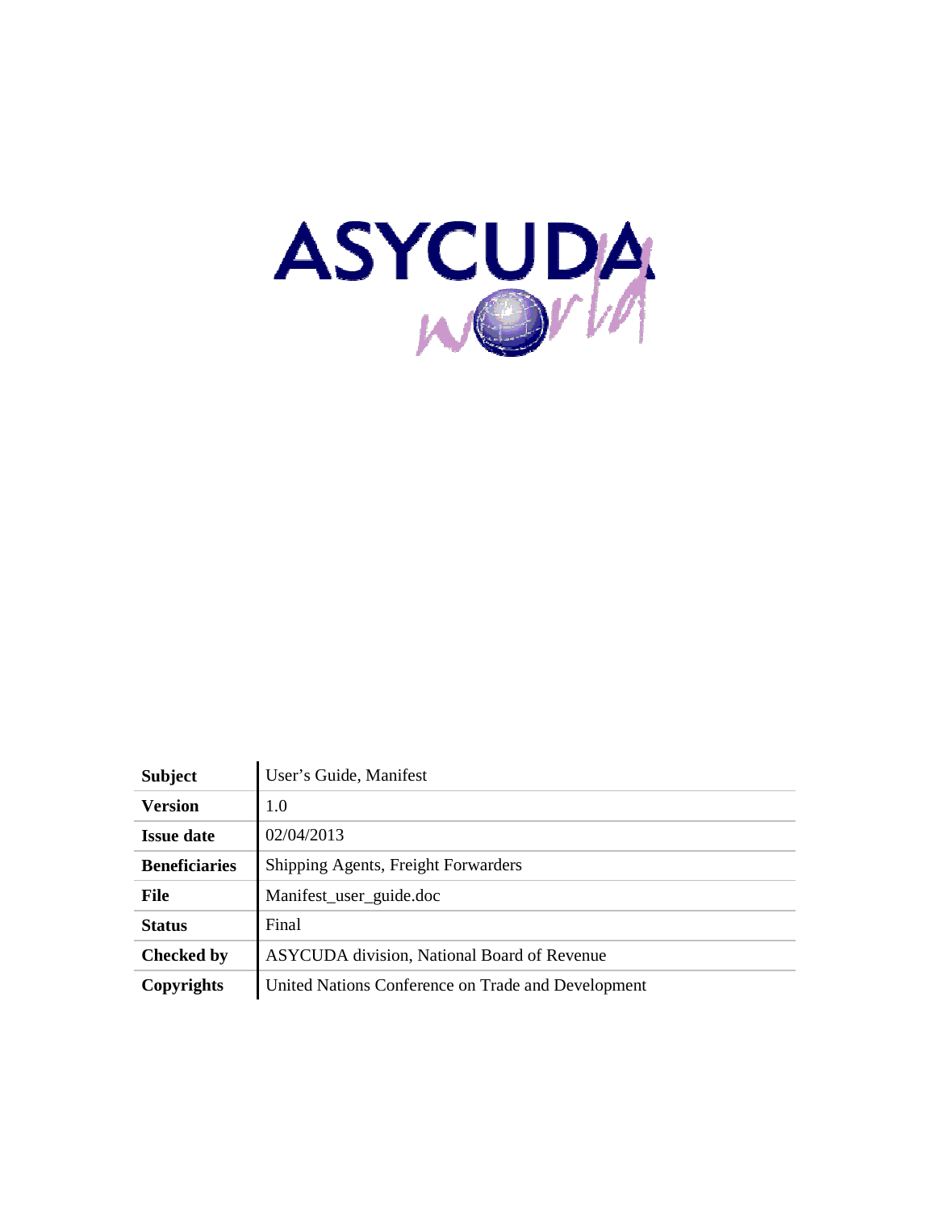| | |
|---|---|
| **Subject** | User's Guide, Manifest |
| **Version** | 1.0 |
| **Issue date** | 02/04/2013 |
| **Beneficiaries** | Shipping Agents, Freight Forwarders |
| **File** | Manifest_user_guide.doc |
| **Status** | Final |
| **Checked by** | ASYCUDA division, National Board of Revenue |
| **Copyrights** | United Nations Conference on Trade and Development |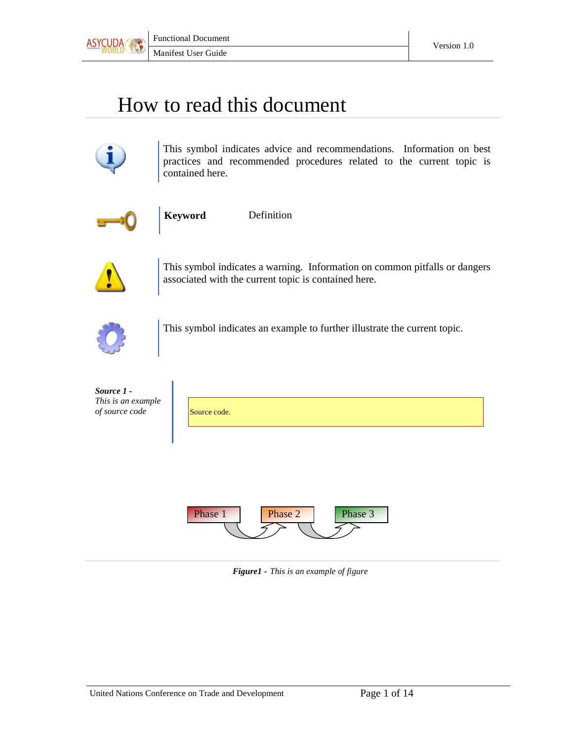# How to read this document

This symbol indicates advice and recommendations. Information on best practices and recommended procedures related to the current topic is contained here.

**Keyword** Definition

This symbol indicates a warning. Information on common pitfalls or dangers associated with the current topic is contained here.

This symbol indicates an example to further illustrate the current topic.

***Source 1*** *- This is an example of source code*

```
Source code.
```

Phase 1 → Phase 2 → Phase 3

***Figure1*** *- This is an example of figure*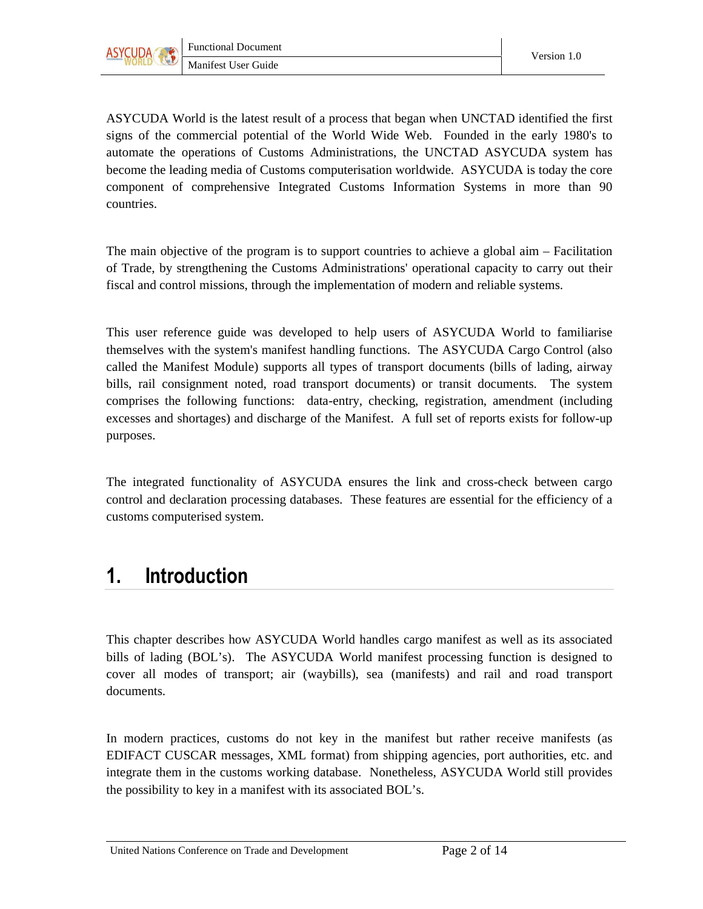ASYCUDA World is the latest result of a process that began when UNCTAD identified the first signs of the commercial potential of the World Wide Web. Founded in the early 1980's to automate the operations of Customs Administrations, the UNCTAD ASYCUDA system has become the leading media of Customs computerisation worldwide. ASYCUDA is today the core component of comprehensive Integrated Customs Information Systems in more than 90 countries.

The main objective of the program is to support countries to achieve a global aim – Facilitation of Trade, by strengthening the Customs Administrations' operational capacity to carry out their fiscal and control missions, through the implementation of modern and reliable systems.

This user reference guide was developed to help users of ASYCUDA World to familiarise themselves with the system's manifest handling functions. The ASYCUDA Cargo Control (also called the Manifest Module) supports all types of transport documents (bills of lading, airway bills, rail consignment noted, road transport documents) or transit documents. The system comprises the following functions: data-entry, checking, registration, amendment (including excesses and shortages) and discharge of the Manifest. A full set of reports exists for follow-up purposes.

The integrated functionality of ASYCUDA ensures the link and cross-check between cargo control and declaration processing databases. These features are essential for the efficiency of a customs computerised system.

# 1. Introduction

This chapter describes how ASYCUDA World handles cargo manifest as well as its associated bills of lading (BOL's). The ASYCUDA World manifest processing function is designed to cover all modes of transport; air (waybills), sea (manifests) and rail and road transport documents.

In modern practices, customs do not key in the manifest but rather receive manifests (as EDIFACT CUSCAR messages, XML format) from shipping agencies, port authorities, etc. and integrate them in the customs working database. Nonetheless, ASYCUDA World still provides the possibility to key in a manifest with its associated BOL's.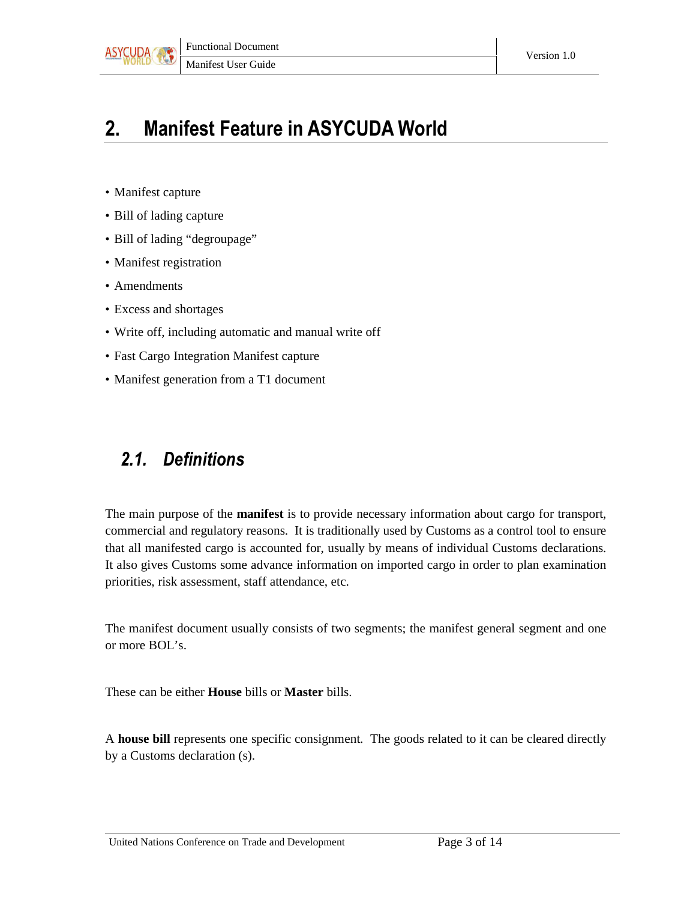# 2. Manifest Feature in ASYCUDA World

- Manifest capture
- Bill of lading capture
- Bill of lading “degroupage”
- Manifest registration
- Amendments
- Excess and shortages
- Write off, including automatic and manual write off
- Fast Cargo Integration Manifest capture
- Manifest generation from a T1 document

## *2.1. Definitions*

The main purpose of the **manifest** is to provide necessary information about cargo for transport, commercial and regulatory reasons. It is traditionally used by Customs as a control tool to ensure that all manifested cargo is accounted for, usually by means of individual Customs declarations. It also gives Customs some advance information on imported cargo in order to plan examination priorities, risk assessment, staff attendance, etc.

The manifest document usually consists of two segments; the manifest general segment and one or more BOL’s.

These can be either **House** bills or **Master** bills.

A **house bill** represents one specific consignment. The goods related to it can be cleared directly by a Customs declaration (s).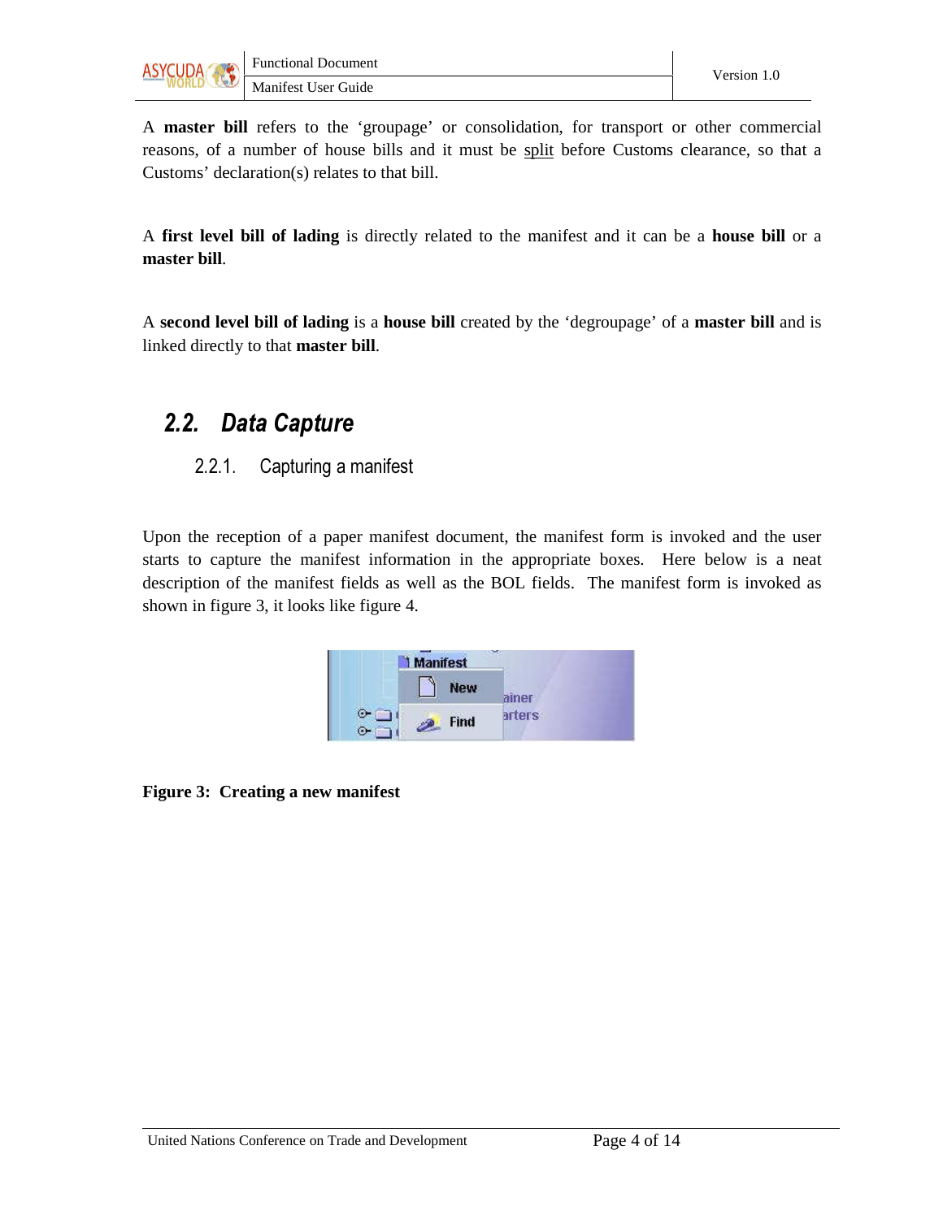A **master bill** refers to the 'groupage' or consolidation, for transport or other commercial reasons, of a number of house bills and it must be split before Customs clearance, so that a Customs' declaration(s) relates to that bill.

A **first level bill of lading** is directly related to the manifest and it can be a **house bill** or a **master bill**.

A **second level bill of lading** is a **house bill** created by the 'degroupage' of a **master bill** and is linked directly to that **master bill**.

## 2.2. Data Capture

### 2.2.1. Capturing a manifest

Upon the reception of a paper manifest document, the manifest form is invoked and the user starts to capture the manifest information in the appropriate boxes. Here below is a neat description of the manifest fields as well as the BOL fields. The manifest form is invoked as shown in figure 3, it looks like figure 4.

**Figure 3: Creating a new manifest**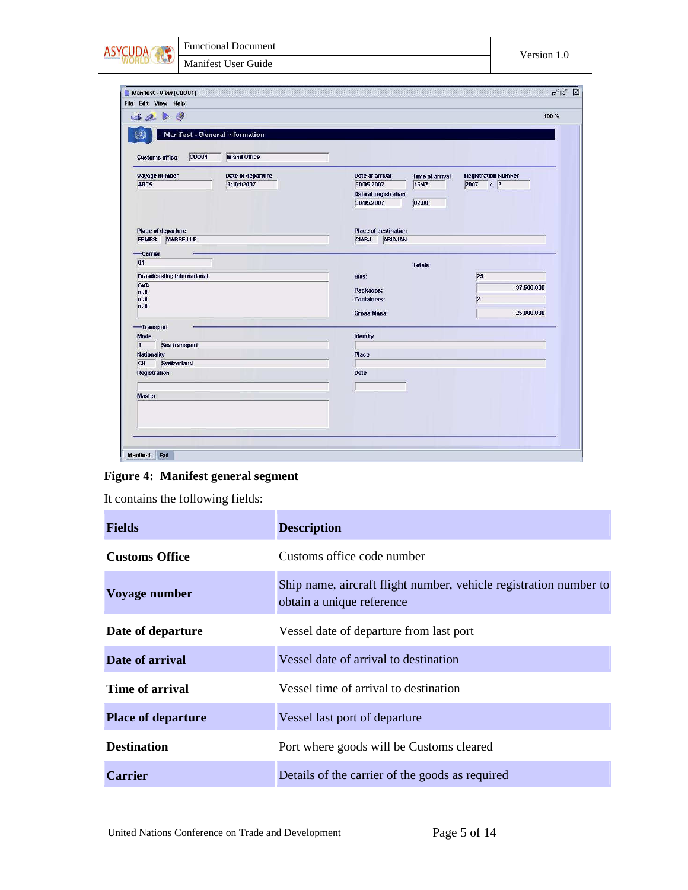**Figure 4: Manifest general segment**

It contains the following fields:

| Fields | Description |
|---|---|
| **Customs Office** | Customs office code number |
| **Voyage number** | Ship name, aircraft flight number, vehicle registration number to obtain a unique reference |
| **Date of departure** | Vessel date of departure from last port |
| **Date of arrival** | Vessel date of arrival to destination |
| **Time of arrival** | Vessel time of arrival to destination |
| **Place of departure** | Vessel last port of departure |
| **Destination** | Port where goods will be Customs cleared |
| **Carrier** | Details of the carrier of the goods as required |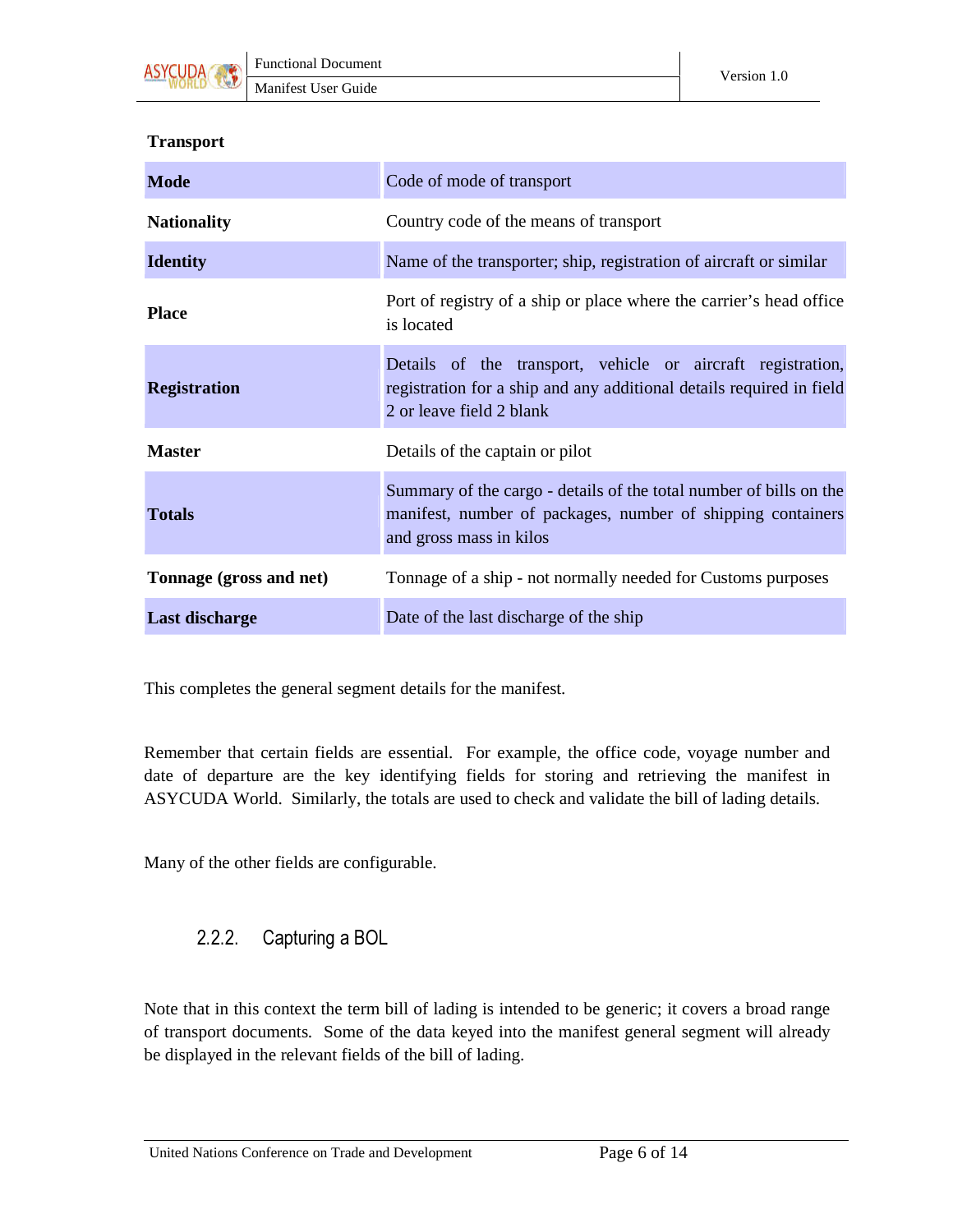**Transport**

| | |
|---|---|
| **Mode** | Code of mode of transport |
| **Nationality** | Country code of the means of transport |
| **Identity** | Name of the transporter; ship, registration of aircraft or similar |
| **Place** | Port of registry of a ship or place where the carrier's head office is located |
| **Registration** | Details of the transport, vehicle or aircraft registration, registration for a ship and any additional details required in field 2 or leave field 2 blank |
| **Master** | Details of the captain or pilot |
| **Totals** | Summary of the cargo - details of the total number of bills on the manifest, number of packages, number of shipping containers and gross mass in kilos |
| **Tonnage (gross and net)** | Tonnage of a ship - not normally needed for Customs purposes |
| **Last discharge** | Date of the last discharge of the ship |

This completes the general segment details for the manifest.

Remember that certain fields are essential. For example, the office code, voyage number and date of departure are the key identifying fields for storing and retrieving the manifest in ASYCUDA World. Similarly, the totals are used to check and validate the bill of lading details.

Many of the other fields are configurable.

### 2.2.2. Capturing a BOL

Note that in this context the term bill of lading is intended to be generic; it covers a broad range of transport documents. Some of the data keyed into the manifest general segment will already be displayed in the relevant fields of the bill of lading.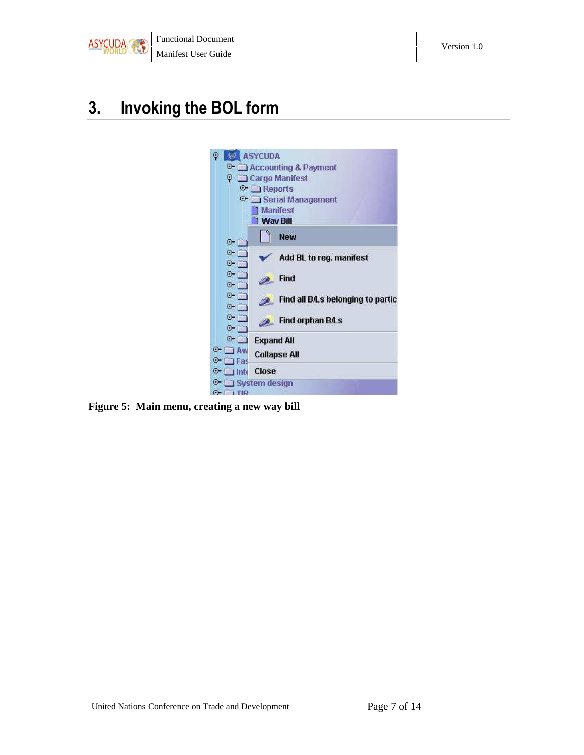# 3. Invoking the BOL form

**Figure 5: Main menu, creating a new way bill**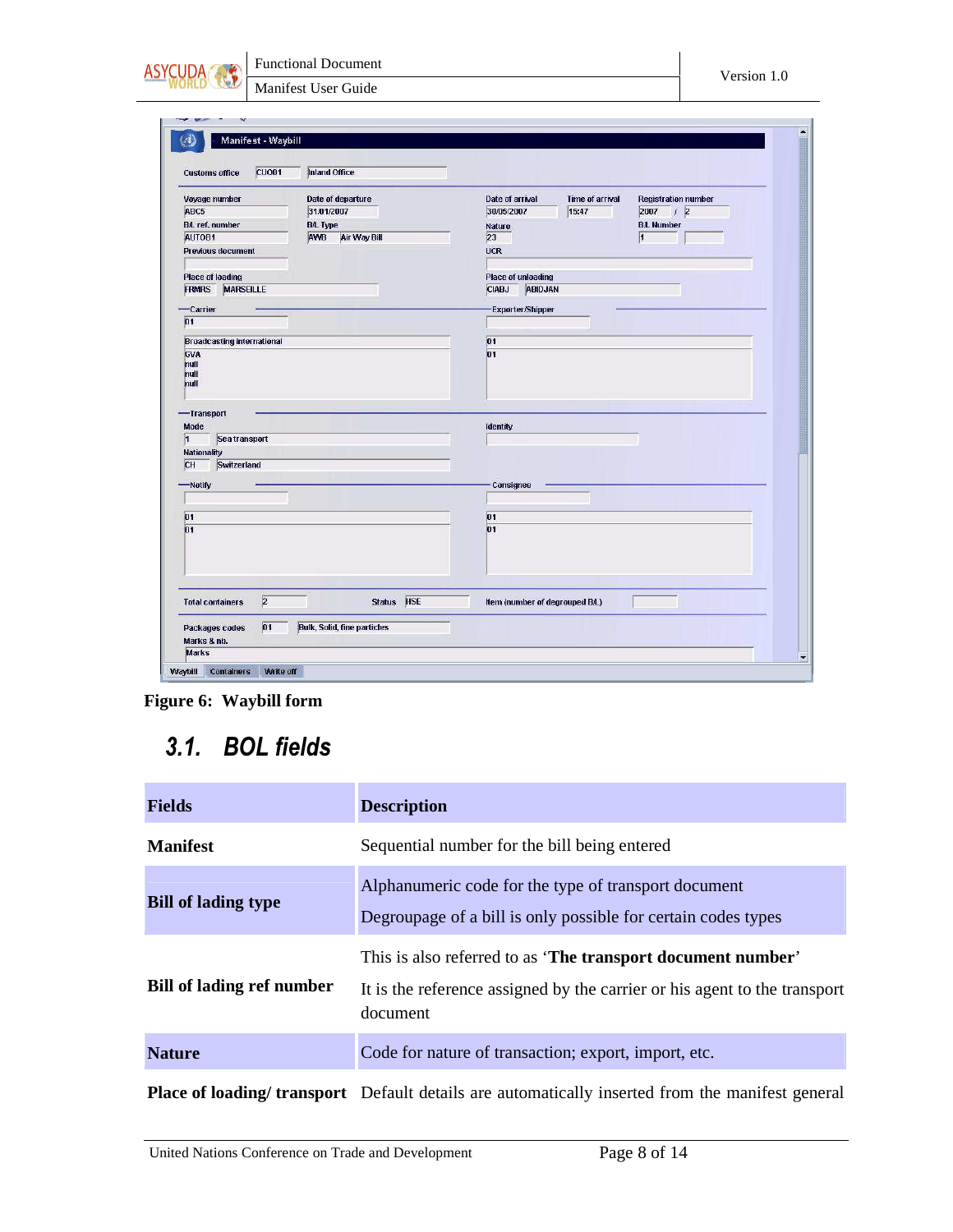Figure 6: Waybill form

## 3.1. BOL fields

| Fields | Description |
|---|---|
| **Manifest** | Sequential number for the bill being entered |
| **Bill of lading type** | Alphanumeric code for the type of transport document<br>Degroupage of a bill is only possible for certain codes types |
| **Bill of lading ref number** | This is also referred to as '**The transport document number**'<br>It is the reference assigned by the carrier or his agent to the transport document |
| **Nature** | Code for nature of transaction; export, import, etc. |
| **Place of loading/ transport** | Default details are automatically inserted from the manifest general |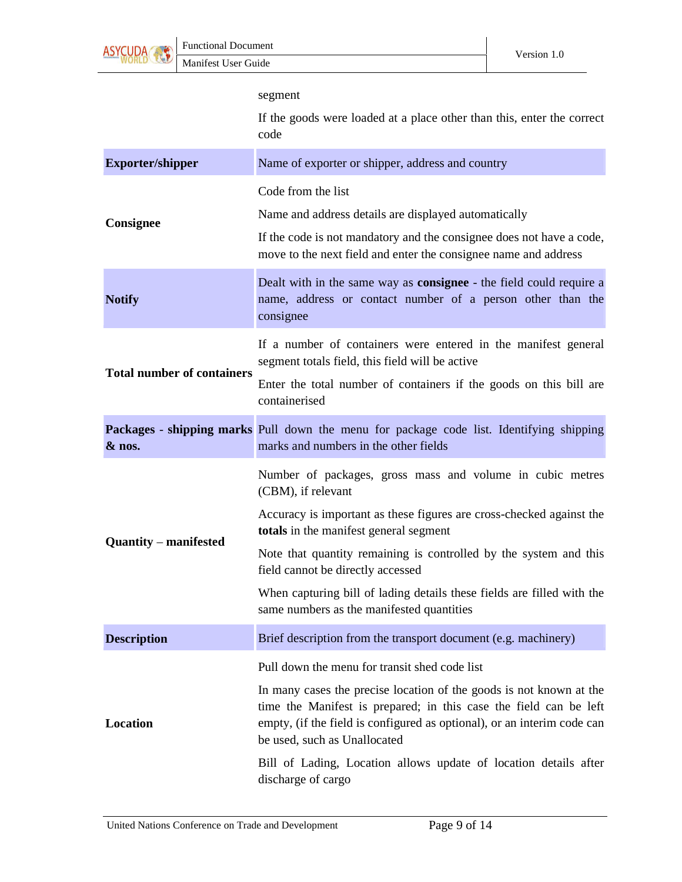| | |
|---|---|
| | segment<br><br>If the goods were loaded at a place other than this, enter the correct code |
| **Exporter/shipper** | Name of exporter or shipper, address and country |
| **Consignee** | Code from the list<br><br>Name and address details are displayed automatically<br><br>If the code is not mandatory and the consignee does not have a code, move to the next field and enter the consignee name and address |
| **Notify** | Dealt with in the same way as **consignee** - the field could require a name, address or contact number of a person other than the consignee |
| **Total number of containers** | If a number of containers were entered in the manifest general segment totals field, this field will be active<br><br>Enter the total number of containers if the goods on this bill are containerised |
| **Packages - shipping marks & nos.** | Pull down the menu for package code list. Identifying shipping marks and numbers in the other fields |
| **Quantity – manifested** | Number of packages, gross mass and volume in cubic metres (CBM), if relevant<br><br>Accuracy is important as these figures are cross-checked against the **totals** in the manifest general segment<br><br>Note that quantity remaining is controlled by the system and this field cannot be directly accessed<br><br>When capturing bill of lading details these fields are filled with the same numbers as the manifested quantities |
| **Description** | Brief description from the transport document (e.g. machinery) |
| **Location** | Pull down the menu for transit shed code list<br><br>In many cases the precise location of the goods is not known at the time the Manifest is prepared; in this case the field can be left empty, (if the field is configured as optional), or an interim code can be used, such as Unallocated<br><br>Bill of Lading, Location allows update of location details after discharge of cargo |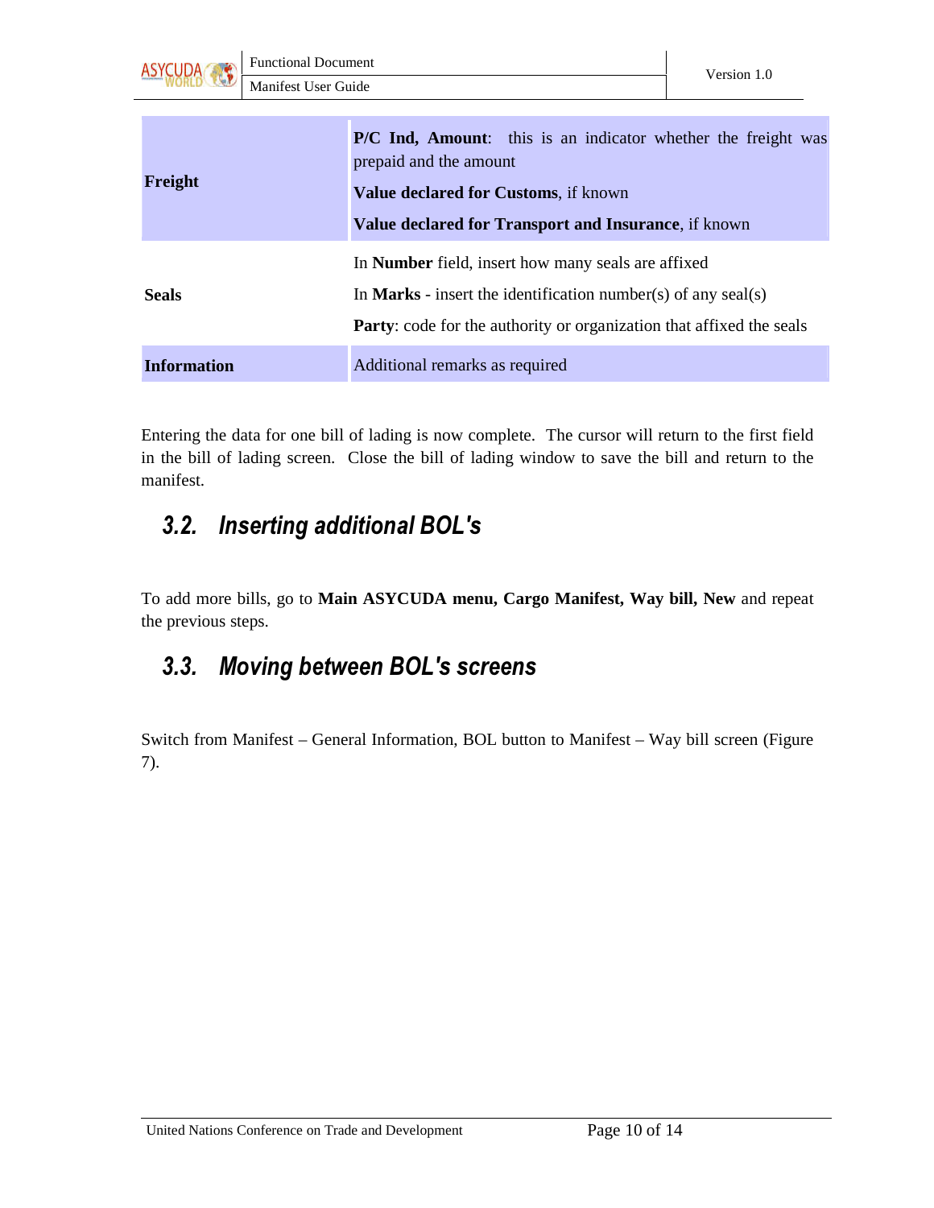| | |
|---|---|
| **Freight** | **P/C Ind, Amount**: this is an indicator whether the freight was prepaid and the amount<br>**Value declared for Customs**, if known<br>**Value declared for Transport and Insurance**, if known |
| **Seals** | In **Number** field, insert how many seals are affixed<br>In **Marks** - insert the identification number(s) of any seal(s)<br>**Party**: code for the authority or organization that affixed the seals |
| **Information** | Additional remarks as required |

Entering the data for one bill of lading is now complete. The cursor will return to the first field in the bill of lading screen. Close the bill of lading window to save the bill and return to the manifest.

## *3.2. Inserting additional BOL's*

To add more bills, go to **Main ASYCUDA menu, Cargo Manifest, Way bill, New** and repeat the previous steps.

## *3.3. Moving between BOL's screens*

Switch from Manifest – General Information, BOL button to Manifest – Way bill screen (Figure 7).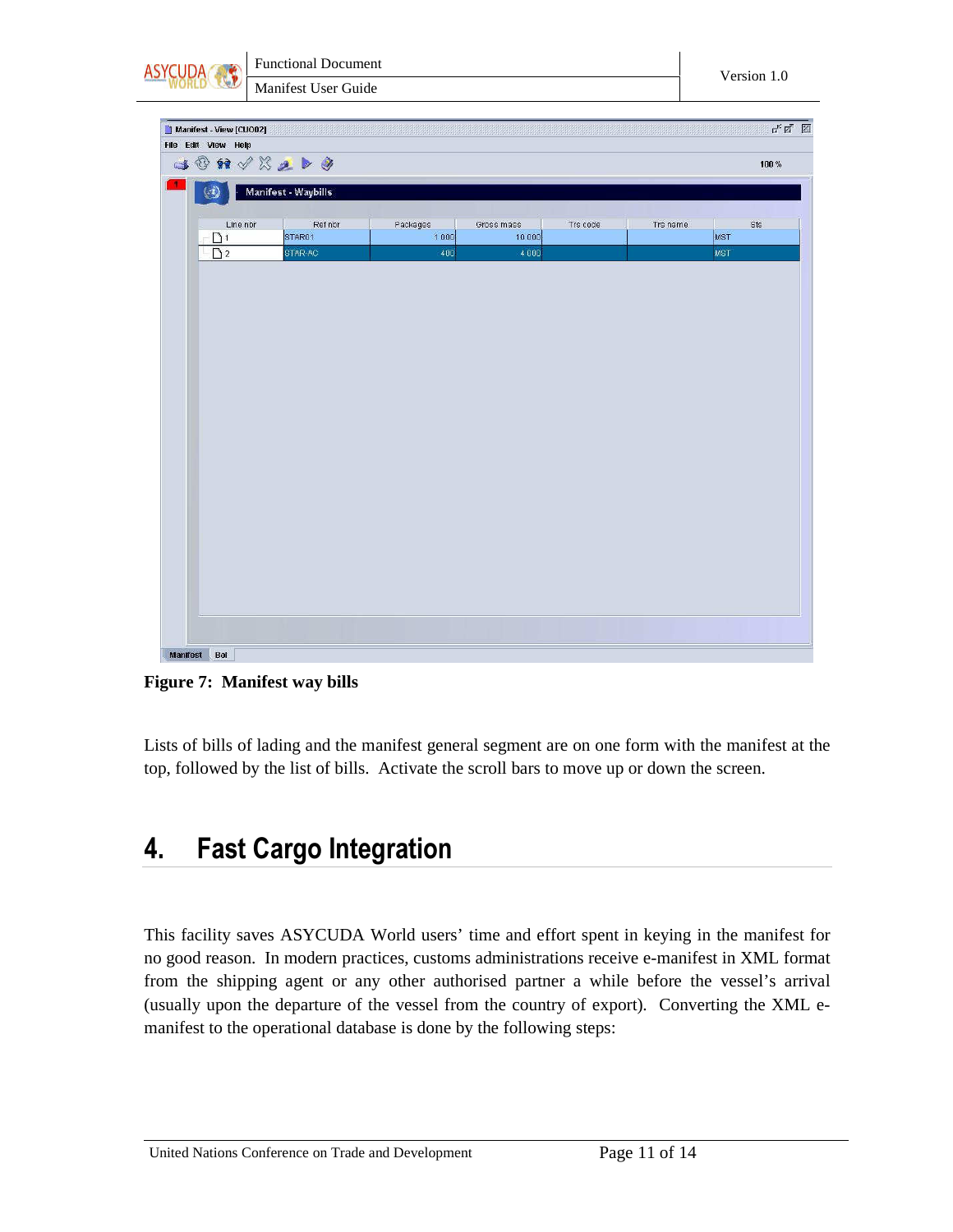**Figure 7: Manifest way bills**

Lists of bills of lading and the manifest general segment are on one form with the manifest at the top, followed by the list of bills. Activate the scroll bars to move up or down the screen.

# 4. Fast Cargo Integration

This facility saves ASYCUDA World users' time and effort spent in keying in the manifest for no good reason. In modern practices, customs administrations receive e-manifest in XML format from the shipping agent or any other authorised partner a while before the vessel's arrival (usually upon the departure of the vessel from the country of export). Converting the XML e-manifest to the operational database is done by the following steps: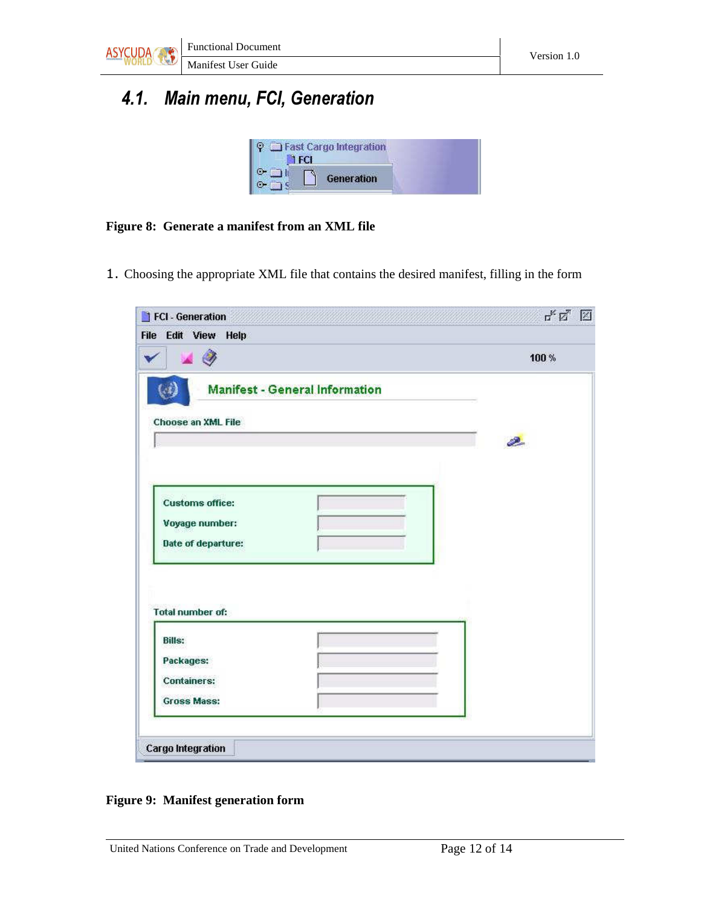## 4.1. Main menu, FCI, Generation

**Figure 8: Generate a manifest from an XML file**

1. Choosing the appropriate XML file that contains the desired manifest, filling in the form

**Figure 9: Manifest generation form**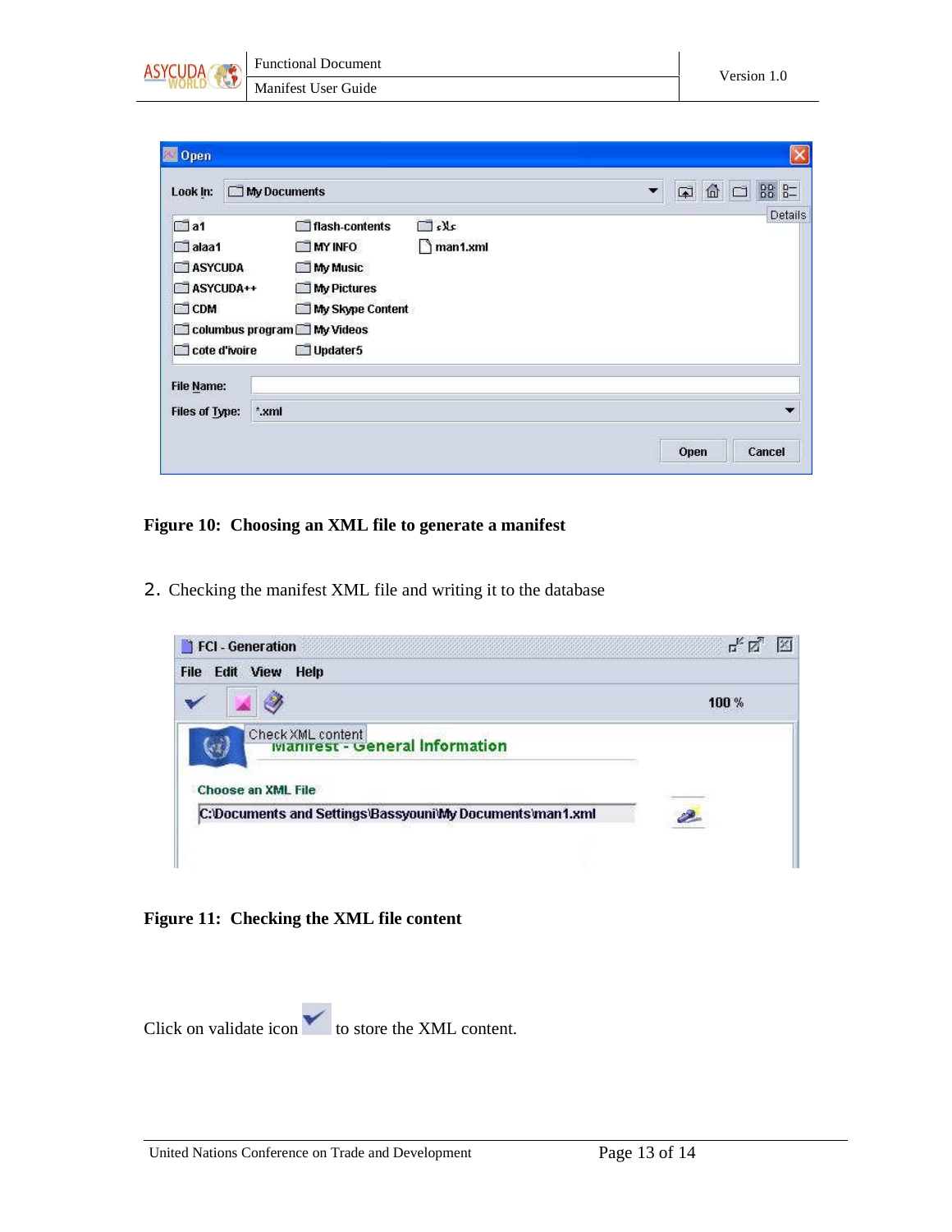**Figure 10: Choosing an XML file to generate a manifest**

2. Checking the manifest XML file and writing it to the database

**Figure 11: Checking the XML file content**

Click on validate icon to store the XML content.